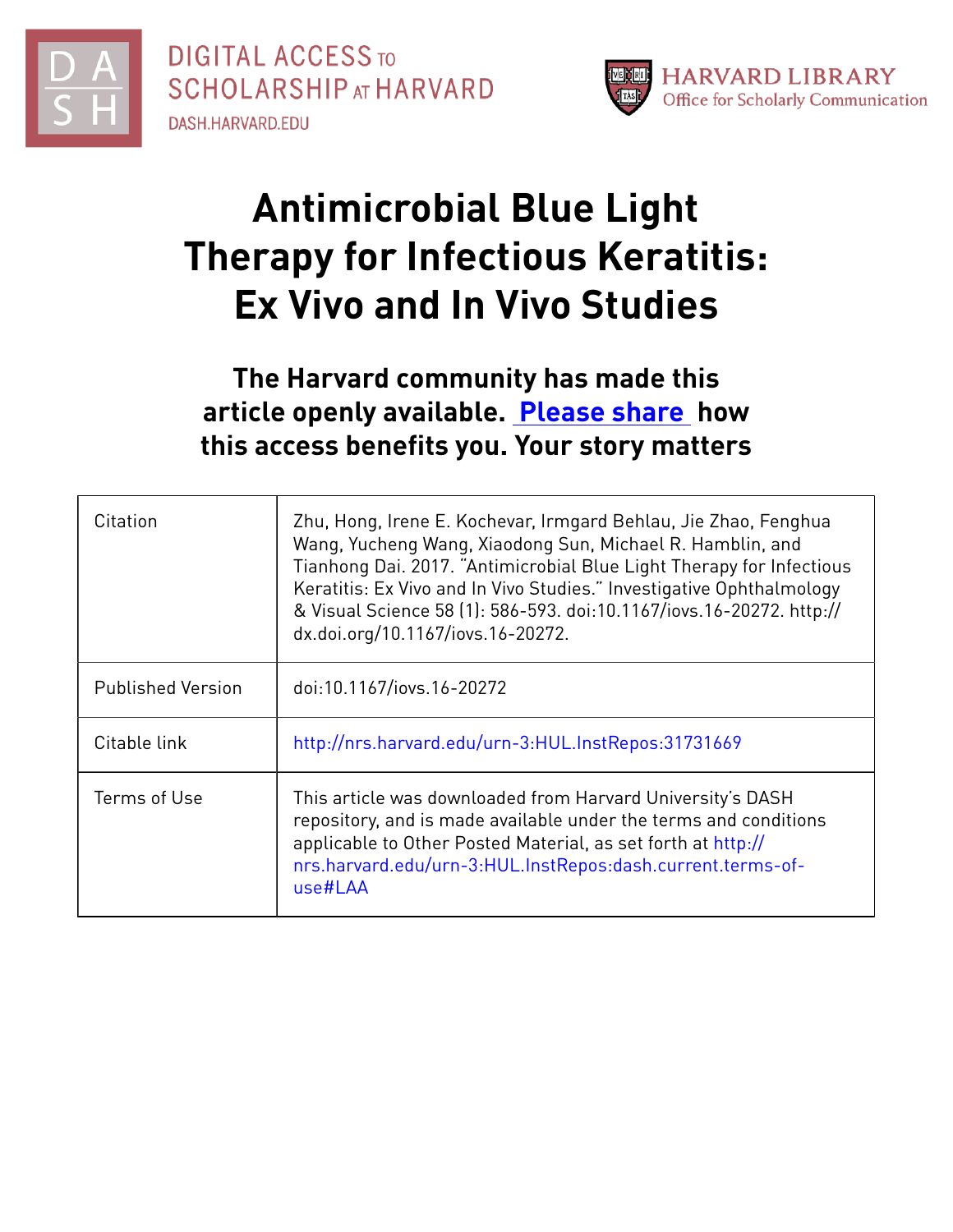DIGITAL ACCESS TO SCHOLARSHIP AT HARVARD

DASH.HARVARD.EDU

HARVARD LIBRARY
Office for Scholarly Communication

# Antimicrobial Blue Light Therapy for Infectious Keratitis: Ex Vivo and In Vivo Studies

**The Harvard community has made this article openly available. Please share how this access benefits you. Your story matters**

| | |
|---|---|
| Citation | Zhu, Hong, Irene E. Kochevar, Irmgard Behlau, Jie Zhao, Fenghua Wang, Yucheng Wang, Xiaodong Sun, Michael R. Hamblin, and Tianhong Dai. 2017. "Antimicrobial Blue Light Therapy for Infectious Keratitis: Ex Vivo and In Vivo Studies." Investigative Ophthalmology & Visual Science 58 (1): 586-593. doi:10.1167/iovs.16-20272. http://dx.doi.org/10.1167/iovs.16-20272. |
| Published Version | doi:10.1167/iovs.16-20272 |
| Citable link | http://nrs.harvard.edu/urn-3:HUL.InstRepos:31731669 |
| Terms of Use | This article was downloaded from Harvard University's DASH repository, and is made available under the terms and conditions applicable to Other Posted Material, as set forth at http://nrs.harvard.edu/urn-3:HUL.InstRepos:dash.current.terms-of-use#LAA |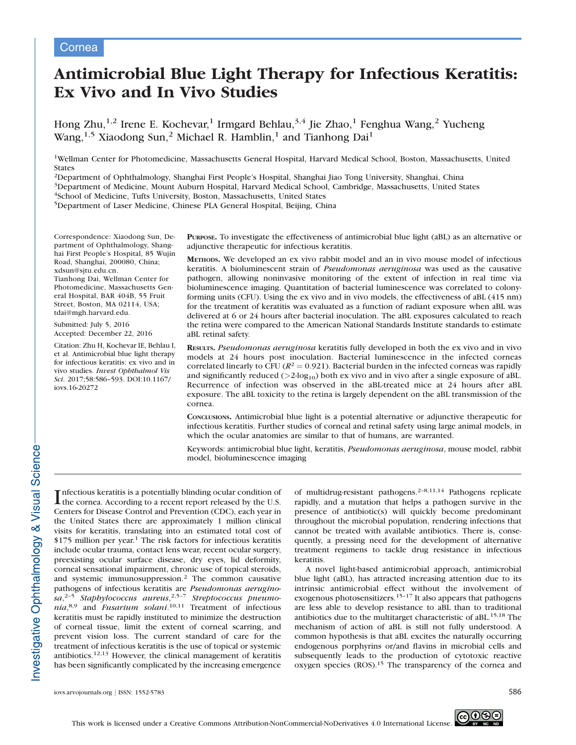Cornea

# Antimicrobial Blue Light Therapy for Infectious Keratitis: Ex Vivo and In Vivo Studies

Hong Zhu,[1,2] Irene E. Kochevar,[1] Irmgard Behlau,[3,4] Jie Zhao,[1] Fenghua Wang,[2] Yucheng Wang,[1,5] Xiaodong Sun,[2] Michael R. Hamblin,[1] and Tianhong Dai[1]

[1]Wellman Center for Photomedicine, Massachusetts General Hospital, Harvard Medical School, Boston, Massachusetts, United States

[2]Department of Ophthalmology, Shanghai First People's Hospital, Shanghai Jiao Tong University, Shanghai, China

[3]Department of Medicine, Mount Auburn Hospital, Harvard Medical School, Cambridge, Massachusetts, United States

[4]School of Medicine, Tufts University, Boston, Massachusetts, United States

[5]Department of Laser Medicine, Chinese PLA General Hospital, Beijing, China

Correspondence: Xiaodong Sun, Department of Ophthalmology, Shanghai First People's Hospital, 85 Wujin Road, Shanghai, 200080, China; xdsun@sjtu.edu.cn.
Tianhong Dai, Wellman Center for Photomedicine, Massachusetts General Hospital, BAR 404B, 55 Fruit Street, Boston, MA 02114, USA; tdai@mgh.harvard.edu.

Submitted: July 5, 2016
Accepted: December 22, 2016

Citation: Zhu H, Kochevar IE, Behlau I, et al. Antimicrobial blue light therapy for infectious keratitis: ex vivo and in vivo studies. *Invest Ophthalmol Vis Sci*. 2017;58:586–593. DOI:10.1167/iovs.16-20272

**Purpose.** To investigate the effectiveness of antimicrobial blue light (aBL) as an alternative or adjunctive therapeutic for infectious keratitis.

**Methods.** We developed an ex vivo rabbit model and an in vivo mouse model of infectious keratitis. A bioluminescent strain of *Pseudomonas aeruginosa* was used as the causative pathogen, allowing noninvasive monitoring of the extent of infection in real time via bioluminescence imaging. Quantitation of bacterial luminescence was correlated to colony-forming units (CFU). Using the ex vivo and in vivo models, the effectiveness of aBL (415 nm) for the treatment of keratitis was evaluated as a function of radiant exposure when aBL was delivered at 6 or 24 hours after bacterial inoculation. The aBL exposures calculated to reach the retina were compared to the American National Standards Institute standards to estimate aBL retinal safety.

**Results.** *Pseudomonas aeruginosa* keratitis fully developed in both the ex vivo and in vivo models at 24 hours post inoculation. Bacterial luminescence in the infected corneas correlated linearly to CFU ($R^2 = 0.921$). Bacterial burden in the infected corneas was rapidly and significantly reduced ($>2\text{-}\log_{10}$) both ex vivo and in vivo after a single exposure of aBL. Recurrence of infection was observed in the aBL-treated mice at 24 hours after aBL exposure. The aBL toxicity to the retina is largely dependent on the aBL transmission of the cornea.

**Conclusions.** Antimicrobial blue light is a potential alternative or adjunctive therapeutic for infectious keratitis. Further studies of corneal and retinal safety using large animal models, in which the ocular anatomies are similar to that of humans, are warranted.

Keywords: antimicrobial blue light, keratitis, *Pseudomonas aeruginosa*, mouse model, rabbit model, bioluminescence imaging

Infectious keratitis is a potentially blinding ocular condition of the cornea. According to a recent report released by the U.S. Centers for Disease Control and Prevention (CDC), each year in the United States there are approximately 1 million clinical visits for keratitis, translating into an estimated total cost of $175 million per year.[1] The risk factors for infectious keratitis include ocular trauma, contact lens wear, recent ocular surgery, preexisting ocular surface disease, dry eyes, lid deformity, corneal sensational impairment, chronic use of topical steroids, and systemic immunosuppression.[2] The common causative pathogens of infectious keratitis are *Pseudomonas aeruginosa*,[2–5] *Staphylococcus aureus*,[2,5–7] *Streptococcus pneumonia*,[8,9] and *Fusarium solani*.[10,11] Treatment of infectious keratitis must be rapidly instituted to minimize the destruction of corneal tissue, limit the extent of corneal scarring, and prevent vision loss. The current standard of care for the treatment of infectious keratitis is the use of topical or systemic antibiotics.[12,13] However, the clinical management of keratitis has been significantly complicated by the increasing emergence of multidrug-resistant pathogens.[2–8,11,14] Pathogens replicate rapidly, and a mutation that helps a pathogen survive in the presence of antibiotic(s) will quickly become predominant throughout the microbial population, rendering infections that cannot be treated with available antibiotics. There is, consequently, a pressing need for the development of alternative treatment regimens to tackle drug resistance in infectious keratitis.

A novel light-based antimicrobial approach, antimicrobial blue light (aBL), has attracted increasing attention due to its intrinsic antimicrobial effect without the involvement of exogenous photosensitizers.[15–17] It also appears that pathogens are less able to develop resistance to aBL than to traditional antibiotics due to the multitarget characteristic of aBL.[15,18] The mechanism of action of aBL is still not fully understood. A common hypothesis is that aBL excites the naturally occurring endogenous porphyrins or/and flavins in microbial cells and subsequently leads to the production of cytotoxic reactive oxygen species (ROS).[15] The transparency of the cornea and

This work is licensed under a Creative Commons Attribution-NonCommercial-NoDerivatives 4.0 International License.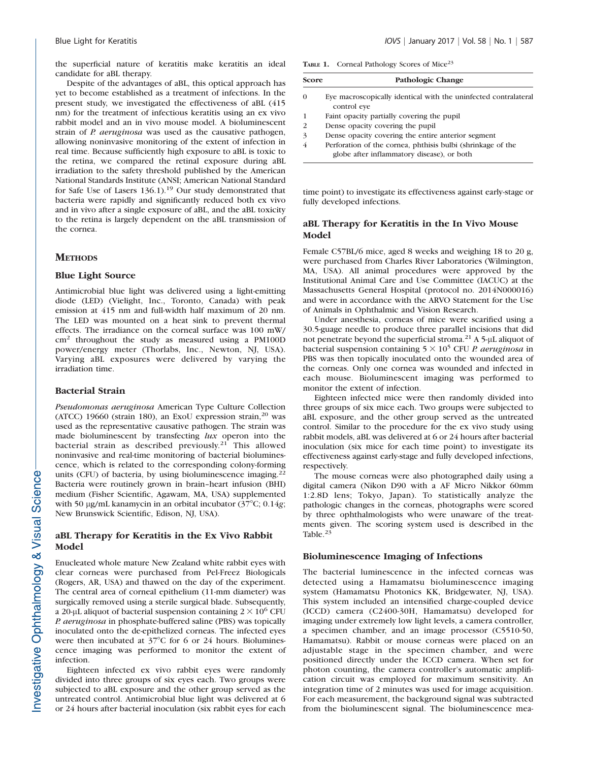the superficial nature of keratitis make keratitis an ideal candidate for aBL therapy.

Despite of the advantages of aBL, this optical approach has yet to become established as a treatment of infections. In the present study, we investigated the effectiveness of aBL (415 nm) for the treatment of infectious keratitis using an ex vivo rabbit model and an in vivo mouse model. A bioluminescent strain of *P. aeruginosa* was used as the causative pathogen, allowing noninvasive monitoring of the extent of infection in real time. Because sufficiently high exposure to aBL is toxic to the retina, we compared the retinal exposure during aBL irradiation to the safety threshold published by the American National Standards Institute (ANSI; American National Standard for Safe Use of Lasers 136.1).[19] Our study demonstrated that bacteria were rapidly and significantly reduced both ex vivo and in vivo after a single exposure of aBL, and the aBL toxicity to the retina is largely dependent on the aBL transmission of the cornea.

## Methods

### Blue Light Source

Antimicrobial blue light was delivered using a light-emitting diode (LED) (Vielight, Inc., Toronto, Canada) with peak emission at 415 nm and full-width half maximum of 20 nm. The LED was mounted on a heat sink to prevent thermal effects. The irradiance on the corneal surface was 100 mW/cm$^2$ throughout the study as measured using a PM100D power/energy meter (Thorlabs, Inc., Newton, NJ, USA). Varying aBL exposures were delivered by varying the irradiation time.

### Bacterial Strain

*Pseudomonas aeruginosa* American Type Culture Collection (ATCC) 19660 (strain 180), an ExoU expression strain,[20] was used as the representative causative pathogen. The strain was made bioluminescent by transfecting *lux* operon into the bacterial strain as described previously.[21] This allowed noninvasive and real-time monitoring of bacterial bioluminescence, which is related to the corresponding colony-forming units (CFU) of bacteria, by using bioluminescence imaging.[22] Bacteria were routinely grown in brain–heart infusion (BHI) medium (Fisher Scientific, Agawam, MA, USA) supplemented with 50 μg/mL kanamycin in an orbital incubator (37°C; 0.14*g*; New Brunswick Scientific, Edison, NJ, USA).

### aBL Therapy for Keratitis in the Ex Vivo Rabbit Model

Enucleated whole mature New Zealand white rabbit eyes with clear corneas were purchased from Pel-Freez Biologicals (Rogers, AR, USA) and thawed on the day of the experiment. The central area of corneal epithelium (11-mm diameter) was surgically removed using a sterile surgical blade. Subsequently, a 20-μL aliquot of bacterial suspension containing $2 \times 10^6$ CFU *P. aeruginosa* in phosphate-buffered saline (PBS) was topically inoculated onto the de-epithelized corneas. The infected eyes were then incubated at 37°C for 6 or 24 hours. Bioluminescence imaging was performed to monitor the extent of infection.

Eighteen infected ex vivo rabbit eyes were randomly divided into three groups of six eyes each. Two groups were subjected to aBL exposure and the other group served as the untreated control. Antimicrobial blue light was delivered at 6 or 24 hours after bacterial inoculation (six rabbit eyes for each time point) to investigate its effectiveness against early-stage or fully developed infections.

**Table 1.** Corneal Pathology Scores of Mice[23]

| Score | Pathologic Change |
|---|---|
| 0 | Eye macroscopically identical with the uninfected contralateral control eye |
| 1 | Faint opacity partially covering the pupil |
| 2 | Dense opacity covering the pupil |
| 3 | Dense opacity covering the entire anterior segment |
| 4 | Perforation of the cornea, phthisis bulbi (shrinkage of the globe after inflammatory disease), or both |

### aBL Therapy for Keratitis in the In Vivo Mouse Model

Female C57BL/6 mice, aged 8 weeks and weighing 18 to 20 g, were purchased from Charles River Laboratories (Wilmington, MA, USA). All animal procedures were approved by the Institutional Animal Care and Use Committee (IACUC) at the Massachusetts General Hospital (protocol no. 2014N000016) and were in accordance with the ARVO Statement for the Use of Animals in Ophthalmic and Vision Research.

Under anesthesia, corneas of mice were scarified using a 30.5-guage needle to produce three parallel incisions that did not penetrate beyond the superficial stroma.[21] A 5-μL aliquot of bacterial suspension containing $5 \times 10^5$ CFU *P. aeruginosa* in PBS was then topically inoculated onto the wounded area of the corneas. Only one cornea was wounded and infected in each mouse. Bioluminescent imaging was performed to monitor the extent of infection.

Eighteen infected mice were then randomly divided into three groups of six mice each. Two groups were subjected to aBL exposure, and the other group served as the untreated control. Similar to the procedure for the ex vivo study using rabbit models, aBL was delivered at 6 or 24 hours after bacterial inoculation (six mice for each time point) to investigate its effectiveness against early-stage and fully developed infections, respectively.

The mouse corneas were also photographed daily using a digital camera (Nikon D90 with a AF Micro Nikkor 60mm 1:2.8D lens; Tokyo, Japan). To statistically analyze the pathologic changes in the corneas, photographs were scored by three ophthalmologists who were unaware of the treatments given. The scoring system used is described in the Table.[23]

### Bioluminescence Imaging of Infections

The bacterial luminescence in the infected corneas was detected using a Hamamatsu bioluminescence imaging system (Hamamatsu Photonics KK, Bridgewater, NJ, USA). This system included an intensified charge-coupled device (ICCD) camera (C2400-30H, Hamamatsu) developed for imaging under extremely low light levels, a camera controller, a specimen chamber, and an image processor (C5510-50, Hamamatsu). Rabbit or mouse corneas were placed on an adjustable stage in the specimen chamber, and were positioned directly under the ICCD camera. When set for photon counting, the camera controller's automatic amplification circuit was employed for maximum sensitivity. An integration time of 2 minutes was used for image acquisition. For each measurement, the background signal was subtracted from the bioluminescent signal. The bioluminescence mea-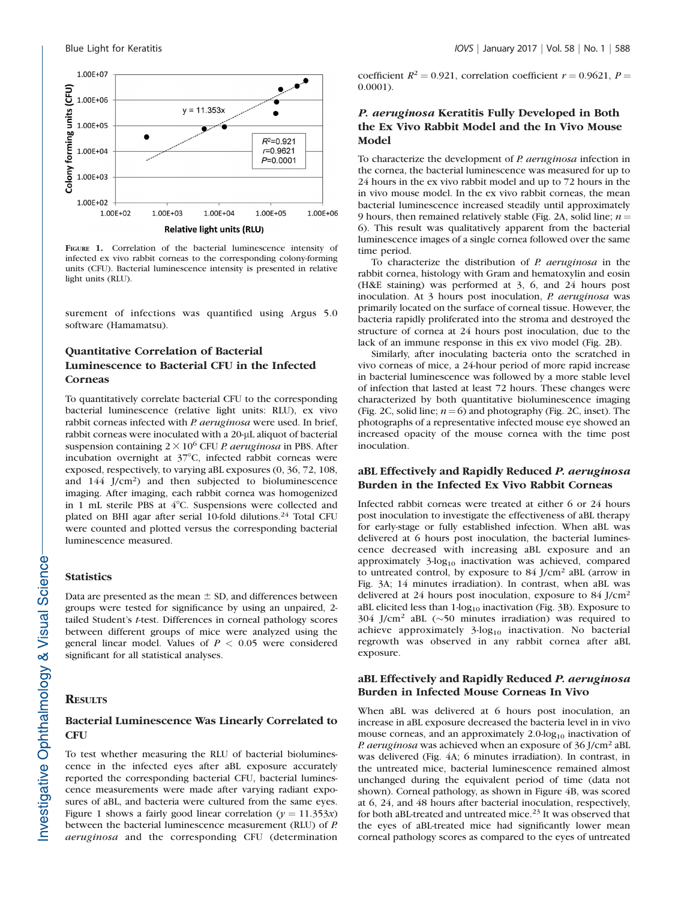FIGURE 1. Correlation of the bacterial luminescence intensity of infected ex vivo rabbit corneas to the corresponding colony-forming units (CFU). Bacterial luminescence intensity is presented in relative light units (RLU).

surement of infections was quantified using Argus 5.0 software (Hamamatsu).

### Quantitative Correlation of Bacterial Luminescence to Bacterial CFU in the Infected Corneas

To quantitatively correlate bacterial CFU to the corresponding bacterial luminescence (relative light units: RLU), ex vivo rabbit corneas infected with *P. aeruginosa* were used. In brief, rabbit corneas were inoculated with a 20-μL aliquot of bacterial suspension containing $2 \times 10^6$ CFU *P. aeruginosa* in PBS. After incubation overnight at 37°C, infected rabbit corneas were exposed, respectively, to varying aBL exposures (0, 36, 72, 108, and 144 J/cm$^2$) and then subjected to bioluminescence imaging. After imaging, each rabbit cornea was homogenized in 1 mL sterile PBS at 4°C. Suspensions were collected and plated on BHI agar after serial 10-fold dilutions.[24] Total CFU were counted and plotted versus the corresponding bacterial luminescence measured.

### Statistics

Data are presented as the mean ± SD, and differences between groups were tested for significance by using an unpaired, 2-tailed Student's *t*-test. Differences in corneal pathology scores between different groups of mice were analyzed using the general linear model. Values of $P < 0.05$ were considered significant for all statistical analyses.

## RESULTS

### Bacterial Luminescence Was Linearly Correlated to CFU

To test whether measuring the RLU of bacterial bioluminescence in the infected eyes after aBL exposure accurately reported the corresponding bacterial CFU, bacterial luminescence measurements were made after varying radiant exposures of aBL, and bacteria were cultured from the same eyes. Figure 1 shows a fairly good linear correlation ($y = 11.353x$) between the bacterial luminescence measurement (RLU) of *P. aeruginosa* and the corresponding CFU (determination coefficient $R^2 = 0.921$, correlation coefficient $r = 0.9621$, $P = 0.0001$).

### *P. aeruginosa* Keratitis Fully Developed in Both the Ex Vivo Rabbit Model and the In Vivo Mouse Model

To characterize the development of *P. aeruginosa* infection in the cornea, the bacterial luminescence was measured for up to 24 hours in the ex vivo rabbit model and up to 72 hours in the in vivo mouse model. In the ex vivo rabbit corneas, the mean bacterial luminescence increased steadily until approximately 9 hours, then remained relatively stable (Fig. 2A, solid line; $n = 6$). This result was qualitatively apparent from the bacterial luminescence images of a single cornea followed over the same time period.

To characterize the distribution of *P. aeruginosa* in the rabbit cornea, histology with Gram and hematoxylin and eosin (H&E staining) was performed at 3, 6, and 24 hours post inoculation. At 3 hours post inoculation, *P. aeruginosa* was primarily located on the surface of corneal tissue. However, the bacteria rapidly proliferated into the stroma and destroyed the structure of cornea at 24 hours post inoculation, due to the lack of an immune response in this ex vivo model (Fig. 2B).

Similarly, after inoculating bacteria onto the scratched in vivo corneas of mice, a 24-hour period of more rapid increase in bacterial luminescence was followed by a more stable level of infection that lasted at least 72 hours. These changes were characterized by both quantitative bioluminescence imaging (Fig. 2C, solid line; $n = 6$) and photography (Fig. 2C, inset). The photographs of a representative infected mouse eye showed an increased opacity of the mouse cornea with the time post inoculation.

### aBL Effectively and Rapidly Reduced *P. aeruginosa* Burden in the Infected Ex Vivo Rabbit Corneas

Infected rabbit corneas were treated at either 6 or 24 hours post inoculation to investigate the effectiveness of aBL therapy for early-stage or fully established infection. When aBL was delivered at 6 hours post inoculation, the bacterial luminescence decreased with increasing aBL exposure and an approximately 3-$\log_{10}$ inactivation was achieved, compared to untreated control, by exposure to 84 J/cm$^2$ aBL (arrow in Fig. 3A; 14 minutes irradiation). In contrast, when aBL was delivered at 24 hours post inoculation, exposure to 84 J/cm$^2$ aBL elicited less than 1-$\log_{10}$ inactivation (Fig. 3B). Exposure to 304 J/cm$^2$ aBL (~50 minutes irradiation) was required to achieve approximately 3-$\log_{10}$ inactivation. No bacterial regrowth was observed in any rabbit cornea after aBL exposure.

### aBL Effectively and Rapidly Reduced *P. aeruginosa* Burden in Infected Mouse Corneas In Vivo

When aBL was delivered at 6 hours post inoculation, an increase in aBL exposure decreased the bacteria level in in vivo mouse corneas, and an approximately 2.0-$\log_{10}$ inactivation of *P. aeruginosa* was achieved when an exposure of 36 J/cm$^2$ aBL was delivered (Fig. 4A; 6 minutes irradiation). In contrast, in the untreated mice, bacterial luminescence remained almost unchanged during the equivalent period of time (data not shown). Corneal pathology, as shown in Figure 4B, was scored at 6, 24, and 48 hours after bacterial inoculation, respectively, for both aBL-treated and untreated mice.[23] It was observed that the eyes of aBL-treated mice had significantly lower mean corneal pathology scores as compared to the eyes of untreated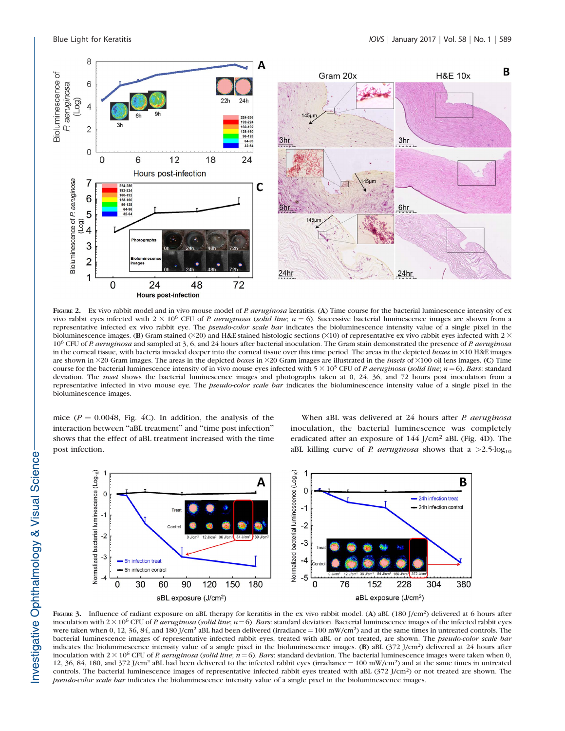FIGURE 2. Ex vivo rabbit model and in vivo mouse model of *P. aeruginosa* keratitis. (**A**) Time course for the bacterial luminescence intensity of ex vivo rabbit eyes infected with $2 \times 10^6$ CFU of *P. aeruginosa* (*solid line*; $n = 6$). Successive bacterial luminescence images are shown from a representative infected ex vivo rabbit eye. The *pseudo-color scale bar* indicates the bioluminescence intensity value of a single pixel in the bioluminescence images. (**B**) Gram-stained (×20) and H&E-stained histologic sections (×10) of representative ex vivo rabbit eyes infected with $2 \times 10^6$ CFU of *P. aeruginosa* and sampled at 3, 6, and 24 hours after bacterial inoculation. The Gram stain demonstrated the presence of *P. aeruginosa* in the corneal tissue, with bacteria invaded deeper into the corneal tissue over this time period. The areas in the depicted *boxes* in ×10 H&E images are shown in ×20 Gram images. The areas in the depicted *boxes* in ×20 Gram images are illustrated in the *insets* of ×100 oil lens images. (**C**) Time course for the bacterial luminescence intensity of in vivo mouse eyes infected with $5 \times 10^5$ CFU of *P. aeruginosa* (*solid line*; $n = 6$). *Bars*: standard deviation. The *inset* shows the bacterial luminescence images and photographs taken at 0, 24, 36, and 72 hours post inoculation from a representative infected in vivo mouse eye. The *pseudo-color scale bar* indicates the bioluminescence intensity value of a single pixel in the bioluminescence images.

mice ($P = 0.0048$, Fig. 4C). In addition, the analysis of the interaction between "aBL treatment" and "time post infection" shows that the effect of aBL treatment increased with the time post infection.

When aBL was delivered at 24 hours after *P. aeruginosa* inoculation, the bacterial luminescence was completely eradicated after an exposure of 144 J/cm² aBL (Fig. 4D). The aBL killing curve of *P. aeruginosa* shows that a $>2.5$-$\log_{10}$

FIGURE 3. Influence of radiant exposure on aBL therapy for keratitis in the ex vivo rabbit model. (**A**) aBL (180 J/cm²) delivered at 6 hours after inoculation with $2 \times 10^6$ CFU of *P. aeruginosa* (*solid line*; $n = 6$). *Bars*: standard deviation. Bacterial luminescence images of the infected rabbit eyes were taken when 0, 12, 36, 84, and 180 J/cm² aBL had been delivered (irradiance = 100 mW/cm²) and at the same times in untreated controls. The bacterial luminescence images of representative infected rabbit eyes, treated with aBL or not treated, are shown. The *pseudo-color scale bar* indicates the bioluminescence intensity value of a single pixel in the bioluminescence images. (**B**) aBL (372 J/cm²) delivered at 24 hours after inoculation with $2 \times 10^6$ CFU of *P. aeruginosa* (*solid line*; $n = 6$). *Bars*: standard deviation. The bacterial luminescence images were taken when 0, 12, 36, 84, 180, and 372 J/cm² aBL had been delivered to the infected rabbit eyes (irradiance = 100 mW/cm²) and at the same times in untreated controls. The bacterial luminescence images of representative infected rabbit eyes treated with aBL (372 J/cm²) or not treated are shown. The *pseudo-color scale bar* indicates the bioluminescence intensity value of a single pixel in the bioluminescence images.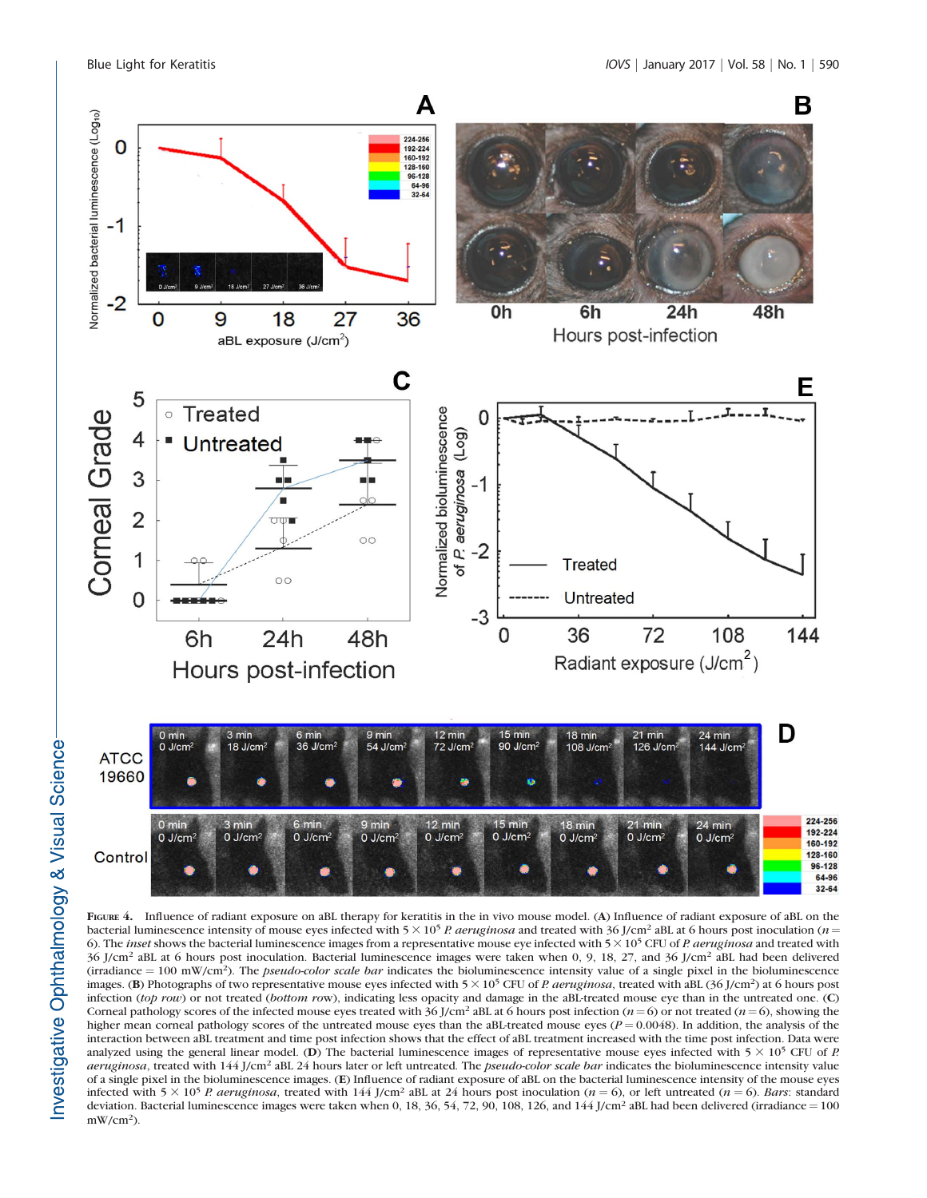**Figure 4.** Influence of radiant exposure on aBL therapy for keratitis in the in vivo mouse model. (**A**) Influence of radiant exposure of aBL on the bacterial luminescence intensity of mouse eyes infected with $5 \times 10^5$ *P. aeruginosa* and treated with 36 J/cm$^2$ aBL at 6 hours post inoculation ($n$ = 6). The *inset* shows the bacterial luminescence images from a representative mouse eye infected with $5 \times 10^5$ CFU of *P. aeruginosa* and treated with 36 J/cm$^2$ aBL at 6 hours post inoculation. Bacterial luminescence images were taken when 0, 9, 18, 27, and 36 J/cm$^2$ aBL had been delivered (irradiance = 100 mW/cm$^2$). The *pseudo-color scale bar* indicates the bioluminescence intensity value of a single pixel in the bioluminescence images. (**B**) Photographs of two representative mouse eyes infected with $5 \times 10^5$ CFU of *P. aeruginosa*, treated with aBL (36 J/cm$^2$) at 6 hours post infection (*top row*) or not treated (*bottom row*), indicating less opacity and damage in the aBL-treated mouse eye than in the untreated one. (**C**) Corneal pathology scores of the infected mouse eyes treated with 36 J/cm$^2$ aBL at 6 hours post infection ($n$ = 6) or not treated ($n$ = 6), showing the higher mean corneal pathology scores of the untreated mouse eyes than the aBL-treated mouse eyes ($P$ = 0.0048). In addition, the analysis of the interaction between aBL treatment and time post infection shows that the effect of aBL treatment increased with the time post infection. Data were analyzed using the general linear model. (**D**) The bacterial luminescence images of representative mouse eyes infected with $5 \times 10^5$ CFU of *P. aeruginosa*, treated with 144 J/cm$^2$ aBL 24 hours later or left untreated. The *pseudo-color scale bar* indicates the bioluminescence intensity value of a single pixel in the bioluminescence images. (**E**) Influence of radiant exposure of aBL on the bacterial luminescence intensity of the mouse eyes infected with $5 \times 10^5$ *P. aeruginosa*, treated with 144 J/cm$^2$ aBL at 24 hours post inoculation ($n$ = 6), or left untreated ($n$ = 6). *Bars*: standard deviation. Bacterial luminescence images were taken when 0, 18, 36, 54, 72, 90, 108, 126, and 144 J/cm$^2$ aBL had been delivered (irradiance = 100 mW/cm$^2$).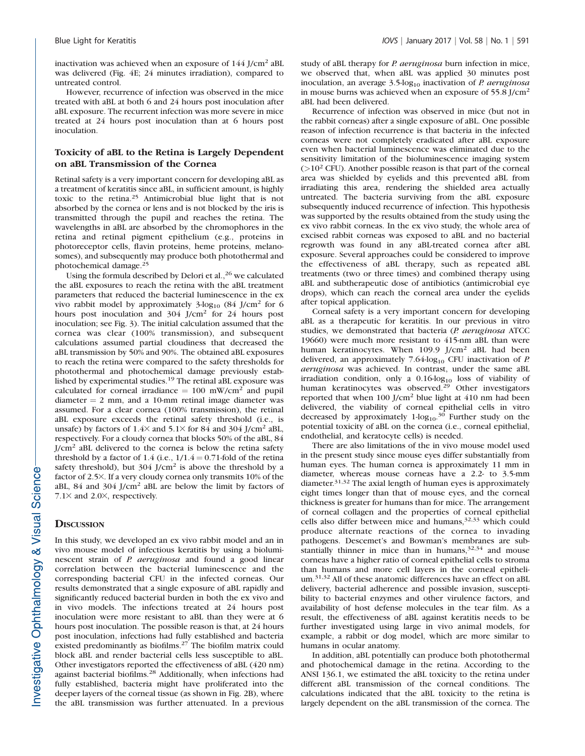inactivation was achieved when an exposure of 144 J/cm$^2$ aBL was delivered (Fig. 4E; 24 minutes irradiation), compared to untreated control.

However, recurrence of infection was observed in the mice treated with aBL at both 6 and 24 hours post inoculation after aBL exposure. The recurrent infection was more severe in mice treated at 24 hours post inoculation than at 6 hours post inoculation.

### Toxicity of aBL to the Retina is Largely Dependent on aBL Transmission of the Cornea

Retinal safety is a very important concern for developing aBL as a treatment of keratitis since aBL, in sufficient amount, is highly toxic to the retina.[25] Antimicrobial blue light that is not absorbed by the cornea or lens and is not blocked by the iris is transmitted through the pupil and reaches the retina. The wavelengths in aBL are absorbed by the chromophores in the retina and retinal pigment epithelium (e.g., proteins in photoreceptor cells, flavin proteins, heme proteins, melanosomes), and subsequently may produce both photothermal and photochemical damage.[25]

Using the formula described by Delori et al.,[26] we calculated the aBL exposures to reach the retina with the aBL treatment parameters that reduced the bacterial luminescence in the ex vivo rabbit model by approximately 3-$\log_{10}$ (84 J/cm$^2$ for 6 hours post inoculation and 304 J/cm$^2$ for 24 hours post inoculation; see Fig. 3). The initial calculation assumed that the cornea was clear (100% transmission), and subsequent calculations assumed partial cloudiness that decreased the aBL transmission by 50% and 90%. The obtained aBL exposures to reach the retina were compared to the safety thresholds for photothermal and photochemical damage previously established by experimental studies.[19] The retinal aBL exposure was calculated for corneal irradiance = 100 mW/cm$^2$ and pupil diameter = 2 mm, and a 10-mm retinal image diameter was assumed. For a clear cornea (100% transmission), the retinal aBL exposure exceeds the retinal safety threshold (i.e., is unsafe) by factors of 1.4× and 5.1× for 84 and 304 J/cm$^2$ aBL, respectively. For a cloudy cornea that blocks 50% of the aBL, 84 J/cm$^2$ aBL delivered to the cornea is below the retina safety threshold by a factor of 1.4 (i.e., 1/1.4 = 0.71-fold of the retina safety threshold), but 304 J/cm$^2$ is above the threshold by a factor of 2.5×. If a very cloudy cornea only transmits 10% of the aBL, 84 and 304 J/cm$^2$ aBL are below the limit by factors of 7.1× and 2.0×, respectively.

## Discussion

In this study, we developed an ex vivo rabbit model and an in vivo mouse model of infectious keratitis by using a bioluminescent strain of *P. aeruginosa* and found a good linear correlation between the bacterial luminescence and the corresponding bacterial CFU in the infected corneas. Our results demonstrated that a single exposure of aBL rapidly and significantly reduced bacterial burden in both the ex vivo and in vivo models. The infections treated at 24 hours post inoculation were more resistant to aBL than they were at 6 hours post inoculation. The possible reason is that, at 24 hours post inoculation, infections had fully established and bacteria existed predominantly as biofilms.[27] The biofilm matrix could block aBL and render bacterial cells less susceptible to aBL. Other investigators reported the effectiveness of aBL (420 nm) against bacterial biofilms.[28] Additionally, when infections had fully established, bacteria might have proliferated into the deeper layers of the corneal tissue (as shown in Fig. 2B), where the aBL transmission was further attenuated. In a previous study of aBL therapy for *P. aeruginosa* burn infection in mice, we observed that, when aBL was applied 30 minutes post inoculation, an average 3.5-$\log_{10}$ inactivation of *P. aeruginosa* in mouse burns was achieved when an exposure of 55.8 J/cm$^2$ aBL had been delivered.

Recurrence of infection was observed in mice (but not in the rabbit corneas) after a single exposure of aBL. One possible reason of infection recurrence is that bacteria in the infected corneas were not completely eradicated after aBL exposure even when bacterial luminescence was eliminated due to the sensitivity limitation of the bioluminescence imaging system ($>10^2$ CFU). Another possible reason is that part of the corneal area was shielded by eyelids and this prevented aBL from irradiating this area, rendering the shielded area actually untreated. The bacteria surviving from the aBL exposure subsequently induced recurrence of infection. This hypothesis was supported by the results obtained from the study using the ex vivo rabbit corneas. In the ex vivo study, the whole area of excised rabbit corneas was exposed to aBL and no bacterial regrowth was found in any aBL-treated cornea after aBL exposure. Several approaches could be considered to improve the effectiveness of aBL therapy, such as repeated aBL treatments (two or three times) and combined therapy using aBL and subtherapeutic dose of antibiotics (antimicrobial eye drops), which can reach the corneal area under the eyelids after topical application.

Corneal safety is a very important concern for developing aBL as a therapeutic for keratitis. In our previous in vitro studies, we demonstrated that bacteria (*P. aeruginosa* ATCC 19660) were much more resistant to 415-nm aBL than were human keratinocytes. When 109.9 J/cm$^2$ aBL had been delivered, an approximately 7.64-$\log_{10}$ CFU inactivation of *P. aeruginosa* was achieved. In contrast, under the same aBL irradiation condition, only a 0.16-$\log_{10}$ loss of viability of human keratinocytes was observed.[29] Other investigators reported that when 100 J/cm$^2$ blue light at 410 nm had been delivered, the viability of corneal epithelial cells in vitro decreased by approximately 1-$\log_{10}$.[30] Further study on the potential toxicity of aBL on the cornea (i.e., corneal epithelial, endothelial, and keratocyte cells) is needed.

There are also limitations of the in vivo mouse model used in the present study since mouse eyes differ substantially from human eyes. The human cornea is approximately 11 mm in diameter, whereas mouse corneas have a 2.2- to 3.5-mm diameter.[31,32] The axial length of human eyes is approximately eight times longer than that of mouse eyes, and the corneal thickness is greater for humans than for mice. The arrangement of corneal collagen and the properties of corneal epithelial cells also differ between mice and humans,[32,33] which could produce alternate reactions of the cornea to invading pathogens. Descemet's and Bowman's membranes are substantially thinner in mice than in humans,[32,34] and mouse corneas have a higher ratio of corneal epithelial cells to stroma than humans and more cell layers in the corneal epithelium.[31,32] All of these anatomic differences have an effect on aBL delivery, bacterial adherence and possible invasion, susceptibility to bacterial enzymes and other virulence factors, and availability of host defense molecules in the tear film. As a result, the effectiveness of aBL against keratitis needs to be further investigated using large in vivo animal models, for example, a rabbit or dog model, which are more similar to humans in ocular anatomy.

In addition, aBL potentially can produce both photothermal and photochemical damage in the retina. According to the ANSI 136.1, we estimated the aBL toxicity to the retina under different aBL transmission of the corneal conditions. The calculations indicated that the aBL toxicity to the retina is largely dependent on the aBL transmission of the cornea. The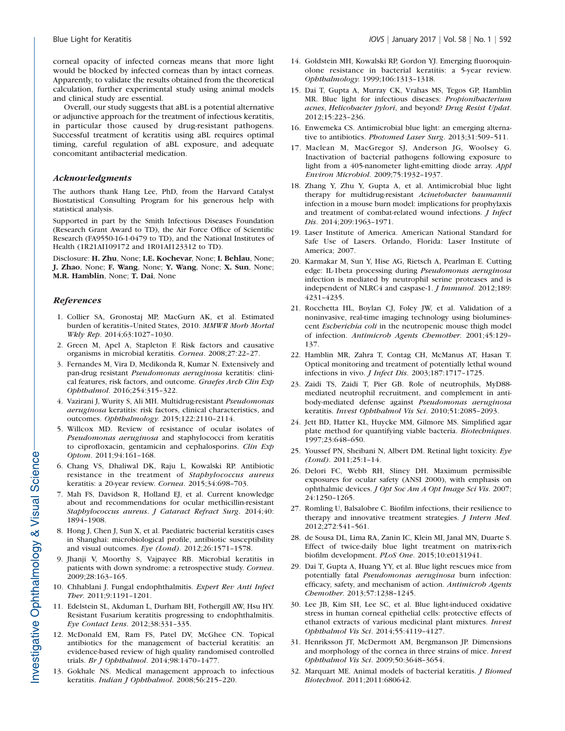corneal opacity of infected corneas means that more light would be blocked by infected corneas than by intact corneas. Apparently, to validate the results obtained from the theoretical calculation, further experimental study using animal models and clinical study are essential.

Overall, our study suggests that aBL is a potential alternative or adjunctive approach for the treatment of infectious keratitis, in particular those caused by drug-resistant pathogens. Successful treatment of keratitis using aBL requires optimal timing, careful regulation of aBL exposure, and adequate concomitant antibacterial medication.

### *Acknowledgments*

The authors thank Hang Lee, PhD, from the Harvard Catalyst Biostatistical Consulting Program for his generous help with statistical analysis.

Supported in part by the Smith Infectious Diseases Foundation (Research Grant Award to TD), the Air Force Office of Scientific Research (FA9550-16-1-0479 to TD), and the National Institutes of Health (1R21AI109172 and 1R01AI123312 to TD).

Disclosure: **H. Zhu**, None; **I.E. Kochevar**, None; **I. Behlau**, None; **J. Zhao**, None; **F. Wang**, None; **Y. Wang**, None; **X. Sun**, None; **M.R. Hamblin**, None; **T. Dai**, None

### *References*

1. Collier SA, Gronostaj MP, MacGurn AK, et al. Estimated burden of keratitis–United States, 2010. *MMWR Morb Mortal Wkly Rep*. 2014;63:1027–1030.
2. Green M, Apel A, Stapleton F. Risk factors and causative organisms in microbial keratitis. *Cornea*. 2008;27:22–27.
3. Fernandes M, Vira D, Medikonda R, Kumar N. Extensively and pan-drug resistant *Pseudomonas aeruginosa* keratitis: clinical features, risk factors, and outcome. *Graefes Arch Clin Exp Ophthalmol*. 2016;254:315–322.
4. Vazirani J, Wurity S, Ali MH. Multidrug-resistant *Pseudomonas aeruginosa* keratitis: risk factors, clinical characteristics, and outcomes. *Ophthalmology*. 2015;122:2110–2114.
5. Willcox MD. Review of resistance of ocular isolates of *Pseudomonas aeruginosa* and staphylococci from keratitis to ciprofloxacin, gentamicin and cephalosporins. *Clin Exp Optom*. 2011;94:161–168.
6. Chang VS, Dhaliwal DK, Raju L, Kowalski RP. Antibiotic resistance in the treatment of *Staphylococcus aureus* keratitis: a 20-year review. *Cornea*. 2015;34:698–703.
7. Mah FS, Davidson R, Holland EJ, et al. Current knowledge about and recommendations for ocular methicillin-resistant *Staphylococcus aureus*. *J Cataract Refract Surg*. 2014;40:1894–1908.
8. Hong J, Chen J, Sun X, et al. Paediatric bacterial keratitis cases in Shanghai: microbiological profile, antibiotic susceptibility and visual outcomes. *Eye (Lond)*. 2012;26:1571–1578.
9. Jhanji V, Moorthy S, Vajpayee RB. Microbial keratitis in patients with down syndrome: a retrospective study. *Cornea*. 2009;28:163–165.
10. Chhablani J. Fungal endophthalmitis. *Expert Rev Anti Infect Ther*. 2011;9:1191–1201.
11. Edelstein SL, Akduman L, Durham BH, Fothergill AW, Hsu HY. Resistant Fusarium keratitis progressing to endophthalmitis. *Eye Contact Lens*. 2012;38:331–335.
12. McDonald EM, Ram FS, Patel DV, McGhee CN. Topical antibiotics for the management of bacterial keratitis: an evidence-based review of high quality randomised controlled trials. *Br J Ophthalmol*. 2014;98:1470–1477.
13. Gokhale NS. Medical management approach to infectious keratitis. *Indian J Ophthalmol*. 2008;56:215–220.
14. Goldstein MH, Kowalski RP, Gordon YJ. Emerging fluoroquinolone resistance in bacterial keratitis: a 5-year review. *Ophthalmology*. 1999;106:1313–1318.
15. Dai T, Gupta A, Murray CK, Vrahas MS, Tegos GP, Hamblin MR. Blue light for infectious diseases: *Propionibacterium acnes*, *Helicobacter pylori*, and beyond? *Drug Resist Updat*. 2012;15:223–236.
16. Enwemeka CS. Antimicrobial blue light: an emerging alternative to antibiotics. *Photomed Laser Surg*. 2013;31:509–511.
17. Maclean M, MacGregor SJ, Anderson JG, Woolsey G. Inactivation of bacterial pathogens following exposure to light from a 405-nanometer light-emitting diode array. *Appl Environ Microbiol*. 2009;75:1932–1937.
18. Zhang Y, Zhu Y, Gupta A, et al. Antimicrobial blue light therapy for multidrug-resistant *Acinetobacter baumannii* infection in a mouse burn model: implications for prophylaxis and treatment of combat-related wound infections. *J Infect Dis*. 2014;209:1963–1971.
19. Laser Institute of America. American National Standard for Safe Use of Lasers. Orlando, Florida: Laser Institute of America; 2007.
20. Karmakar M, Sun Y, Hise AG, Rietsch A, Pearlman E. Cutting edge: IL-1beta processing during *Pseudomonas aeruginosa* infection is mediated by neutrophil serine proteases and is independent of NLRC4 and caspase-1. *J Immunol*. 2012;189:4231–4235.
21. Rocchetta HL, Boylan CJ, Foley JW, et al. Validation of a noninvasive, real-time imaging technology using bioluminescent *Escherichia coli* in the neutropenic mouse thigh model of infection. *Antimicrob Agents Chemother*. 2001;45:129–137.
22. Hamblin MR, Zahra T, Contag CH, McManus AT, Hasan T. Optical monitoring and treatment of potentially lethal wound infections in vivo. *J Infect Dis*. 2003;187:1717–1725.
23. Zaidi TS, Zaidi T, Pier GB. Role of neutrophils, MyD88-mediated neutrophil recruitment, and complement in antibody-mediated defense against *Pseudomonas aeruginosa* keratitis. *Invest Ophthalmol Vis Sci*. 2010;51:2085–2093.
24. Jett BD, Hatter KL, Huycke MM, Gilmore MS. Simplified agar plate method for quantifying viable bacteria. *Biotechniques*. 1997;23:648–650.
25. Youssef PN, Sheibani N, Albert DM. Retinal light toxicity. *Eye (Lond)*. 2011;25:1–14.
26. Delori FC, Webb RH, Sliney DH. Maximum permissible exposures for ocular safety (ANSI 2000), with emphasis on ophthalmic devices. *J Opt Soc Am A Opt Image Sci Vis*. 2007;24:1250–1265.
27. Romling U, Balsalobre C. Biofilm infections, their resilience to therapy and innovative treatment strategies. *J Intern Med*. 2012;272:541–561.
28. de Sousa DL, Lima RA, Zanin IC, Klein MI, Janal MN, Duarte S. Effect of twice-daily blue light treatment on matrix-rich biofilm development. *PLoS One*. 2015;10:e0131941.
29. Dai T, Gupta A, Huang YY, et al. Blue light rescues mice from potentially fatal *Pseudomonas aeruginosa* burn infection: efficacy, safety, and mechanism of action. *Antimicrob Agents Chemother*. 2013;57:1238–1245.
30. Lee JB, Kim SH, Lee SC, et al. Blue light-induced oxidative stress in human corneal epithelial cells: protective effects of ethanol extracts of various medicinal plant mixtures. *Invest Ophthalmol Vis Sci*. 2014;55:4119–4127.
31. Henriksson JT, McDermott AM, Bergmanson JP. Dimensions and morphology of the cornea in three strains of mice. *Invest Ophthalmol Vis Sci*. 2009;50:3648–3654.
32. Marquart ME. Animal models of bacterial keratitis. *J Biomed Biotechnol*. 2011;2011:680642.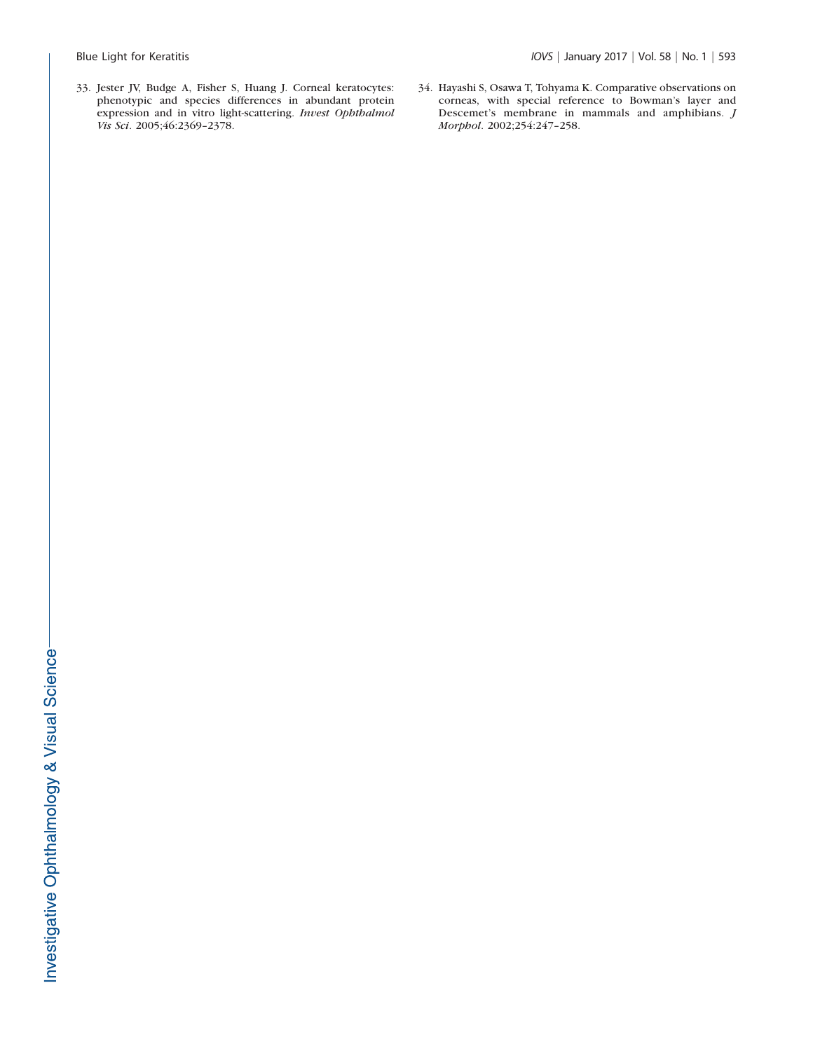33. Jester JV, Budge A, Fisher S, Huang J. Corneal keratocytes: phenotypic and species differences in abundant protein expression and in vitro light-scattering. *Invest Ophthalmol Vis Sci*. 2005;46:2369–2378.

34. Hayashi S, Osawa T, Tohyama K. Comparative observations on corneas, with special reference to Bowman's layer and Descemet's membrane in mammals and amphibians. *J Morphol*. 2002;254:247–258.